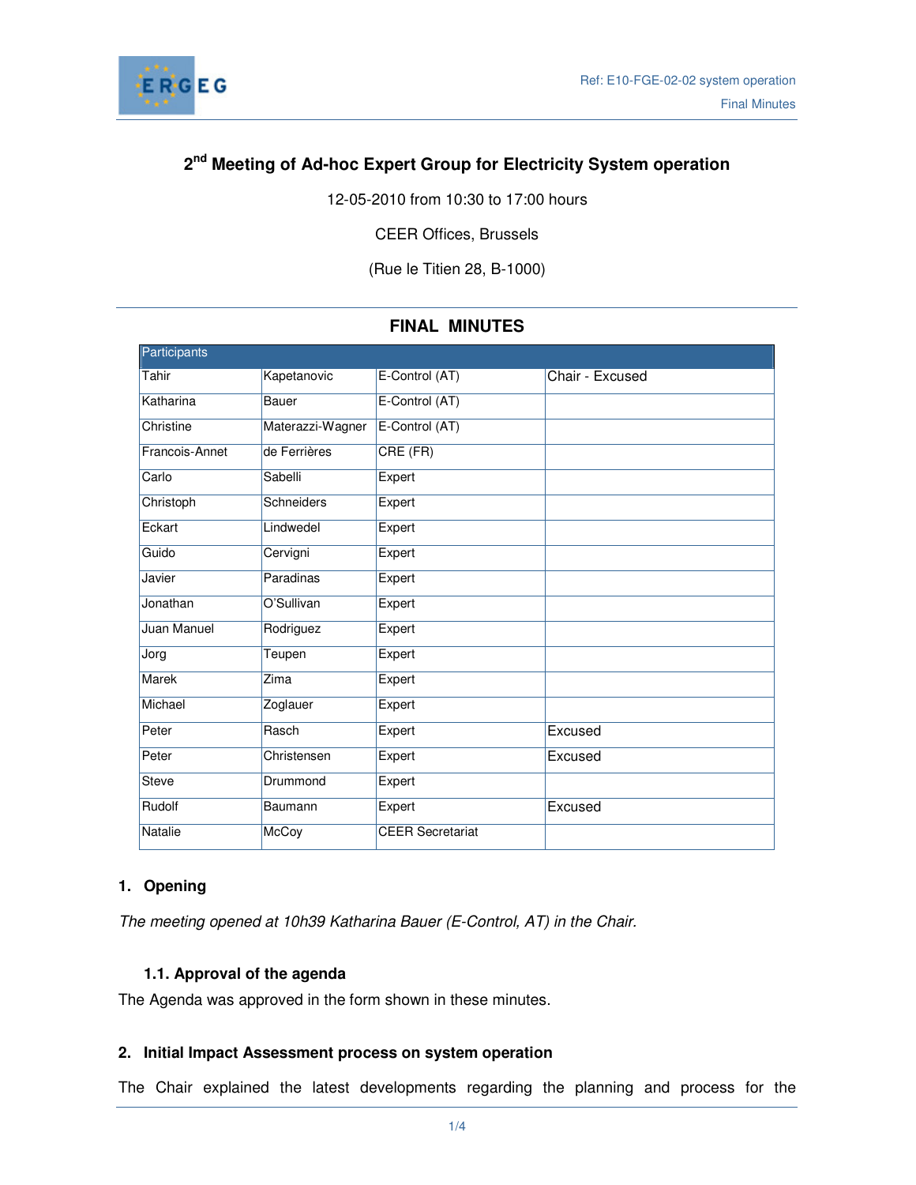Ref: E10-FGE-02-02 system operation
Final Minutes

# 2nd Meeting of Ad-hoc Expert Group for Electricity System operation

12-05-2010 from 10:30 to 17:00 hours

CEER Offices, Brussels

(Rue le Titien 28, B-1000)

## FINAL MINUTES

| Participants | | | |
|---|---|---|---|
| Tahir | Kapetanovic | E-Control (AT) | Chair - Excused |
| Katharina | Bauer | E-Control (AT) | |
| Christine | Materazzi-Wagner | E-Control (AT) | |
| Francois-Annet | de Ferrières | CRE (FR) | |
| Carlo | Sabelli | Expert | |
| Christoph | Schneiders | Expert | |
| Eckart | Lindwedel | Expert | |
| Guido | Cervigni | Expert | |
| Javier | Paradinas | Expert | |
| Jonathan | O'Sullivan | Expert | |
| Juan Manuel | Rodriguez | Expert | |
| Jorg | Teupen | Expert | |
| Marek | Zima | Expert | |
| Michael | Zoglauer | Expert | |
| Peter | Rasch | Expert | Excused |
| Peter | Christensen | Expert | Excused |
| Steve | Drummond | Expert | |
| Rudolf | Baumann | Expert | Excused |
| Natalie | McCoy | CEER Secretariat | |

### 1. Opening

*The meeting opened at 10h39 Katharina Bauer (E-Control, AT) in the Chair.*

#### 1.1. Approval of the agenda

The Agenda was approved in the form shown in these minutes.

### 2. Initial Impact Assessment process on system operation

The Chair explained the latest developments regarding the planning and process for the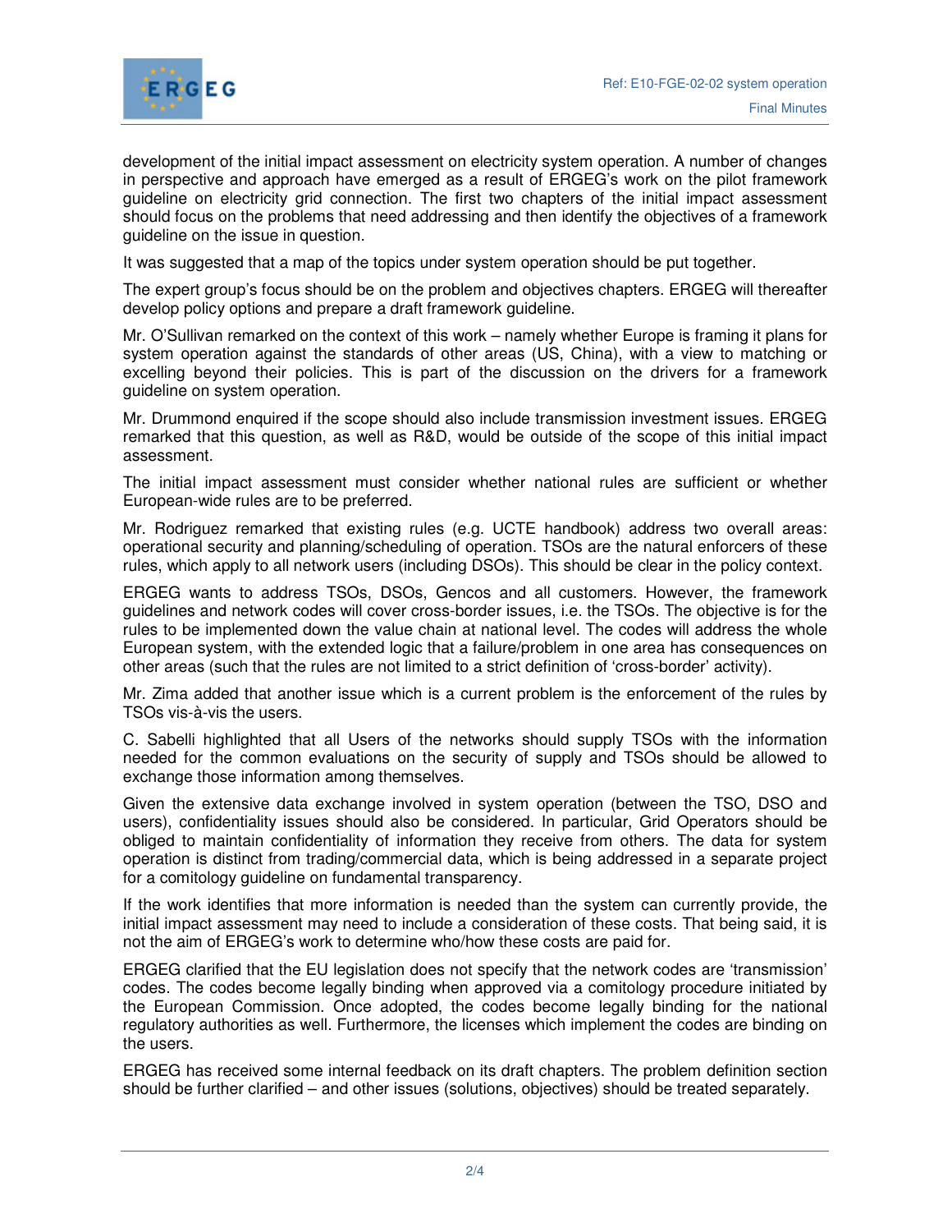development of the initial impact assessment on electricity system operation. A number of changes in perspective and approach have emerged as a result of ERGEG's work on the pilot framework guideline on electricity grid connection. The first two chapters of the initial impact assessment should focus on the problems that need addressing and then identify the objectives of a framework guideline on the issue in question.

It was suggested that a map of the topics under system operation should be put together.

The expert group's focus should be on the problem and objectives chapters. ERGEG will thereafter develop policy options and prepare a draft framework guideline.

Mr. O'Sullivan remarked on the context of this work – namely whether Europe is framing it plans for system operation against the standards of other areas (US, China), with a view to matching or excelling beyond their policies. This is part of the discussion on the drivers for a framework guideline on system operation.

Mr. Drummond enquired if the scope should also include transmission investment issues. ERGEG remarked that this question, as well as R&D, would be outside of the scope of this initial impact assessment.

The initial impact assessment must consider whether national rules are sufficient or whether European-wide rules are to be preferred.

Mr. Rodriguez remarked that existing rules (e.g. UCTE handbook) address two overall areas: operational security and planning/scheduling of operation. TSOs are the natural enforcers of these rules, which apply to all network users (including DSOs). This should be clear in the policy context.

ERGEG wants to address TSOs, DSOs, Gencos and all customers. However, the framework guidelines and network codes will cover cross-border issues, i.e. the TSOs. The objective is for the rules to be implemented down the value chain at national level. The codes will address the whole European system, with the extended logic that a failure/problem in one area has consequences on other areas (such that the rules are not limited to a strict definition of 'cross-border' activity).

Mr. Zima added that another issue which is a current problem is the enforcement of the rules by TSOs vis-à-vis the users.

C. Sabelli highlighted that all Users of the networks should supply TSOs with the information needed for the common evaluations on the security of supply and TSOs should be allowed to exchange those information among themselves.

Given the extensive data exchange involved in system operation (between the TSO, DSO and users), confidentiality issues should also be considered. In particular, Grid Operators should be obliged to maintain confidentiality of information they receive from others. The data for system operation is distinct from trading/commercial data, which is being addressed in a separate project for a comitology guideline on fundamental transparency.

If the work identifies that more information is needed than the system can currently provide, the initial impact assessment may need to include a consideration of these costs. That being said, it is not the aim of ERGEG's work to determine who/how these costs are paid for.

ERGEG clarified that the EU legislation does not specify that the network codes are 'transmission' codes. The codes become legally binding when approved via a comitology procedure initiated by the European Commission. Once adopted, the codes become legally binding for the national regulatory authorities as well. Furthermore, the licenses which implement the codes are binding on the users.

ERGEG has received some internal feedback on its draft chapters. The problem definition section should be further clarified – and other issues (solutions, objectives) should be treated separately.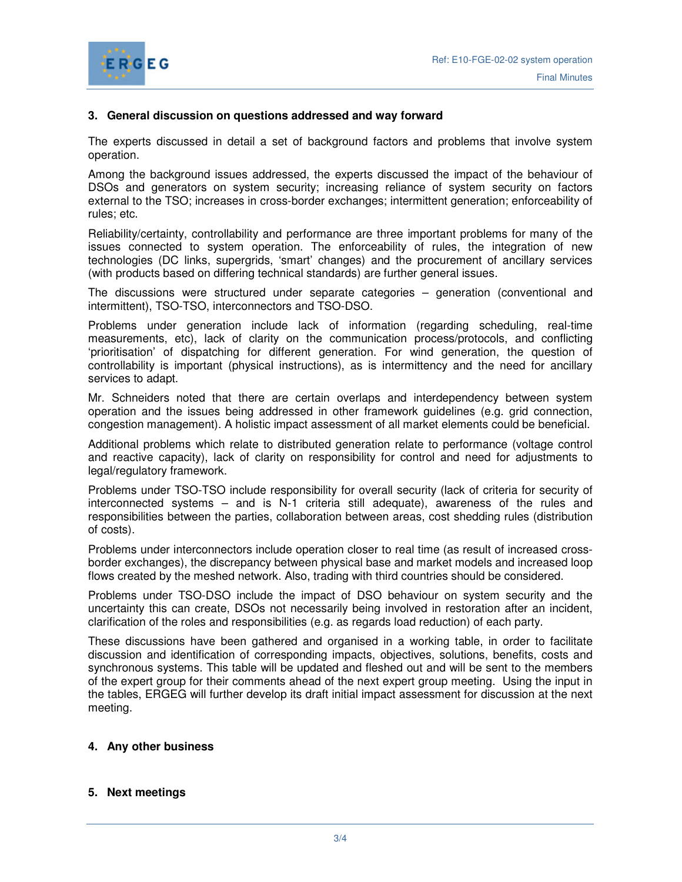## 3. General discussion on questions addressed and way forward

The experts discussed in detail a set of background factors and problems that involve system operation.

Among the background issues addressed, the experts discussed the impact of the behaviour of DSOs and generators on system security; increasing reliance of system security on factors external to the TSO; increases in cross-border exchanges; intermittent generation; enforceability of rules; etc.

Reliability/certainty, controllability and performance are three important problems for many of the issues connected to system operation. The enforceability of rules, the integration of new technologies (DC links, supergrids, 'smart' changes) and the procurement of ancillary services (with products based on differing technical standards) are further general issues.

The discussions were structured under separate categories – generation (conventional and intermittent), TSO-TSO, interconnectors and TSO-DSO.

Problems under generation include lack of information (regarding scheduling, real-time measurements, etc), lack of clarity on the communication process/protocols, and conflicting 'prioritisation' of dispatching for different generation. For wind generation, the question of controllability is important (physical instructions), as is intermittency and the need for ancillary services to adapt.

Mr. Schneiders noted that there are certain overlaps and interdependency between system operation and the issues being addressed in other framework guidelines (e.g. grid connection, congestion management). A holistic impact assessment of all market elements could be beneficial.

Additional problems which relate to distributed generation relate to performance (voltage control and reactive capacity), lack of clarity on responsibility for control and need for adjustments to legal/regulatory framework.

Problems under TSO-TSO include responsibility for overall security (lack of criteria for security of interconnected systems – and is N-1 criteria still adequate), awareness of the rules and responsibilities between the parties, collaboration between areas, cost shedding rules (distribution of costs).

Problems under interconnectors include operation closer to real time (as result of increased cross-border exchanges), the discrepancy between physical base and market models and increased loop flows created by the meshed network. Also, trading with third countries should be considered.

Problems under TSO-DSO include the impact of DSO behaviour on system security and the uncertainty this can create, DSOs not necessarily being involved in restoration after an incident, clarification of the roles and responsibilities (e.g. as regards load reduction) of each party.

These discussions have been gathered and organised in a working table, in order to facilitate discussion and identification of corresponding impacts, objectives, solutions, benefits, costs and synchronous systems. This table will be updated and fleshed out and will be sent to the members of the expert group for their comments ahead of the next expert group meeting. Using the input in the tables, ERGEG will further develop its draft initial impact assessment for discussion at the next meeting.

## 4. Any other business

## 5. Next meetings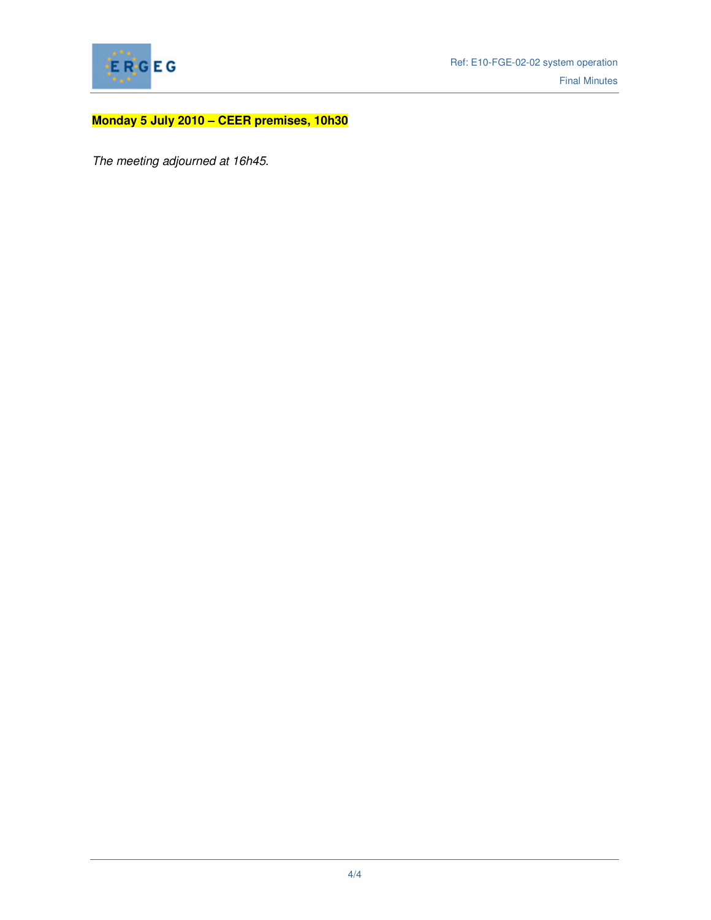**Monday 5 July 2010 – CEER premises, 10h30**

*The meeting adjourned at 16h45.*